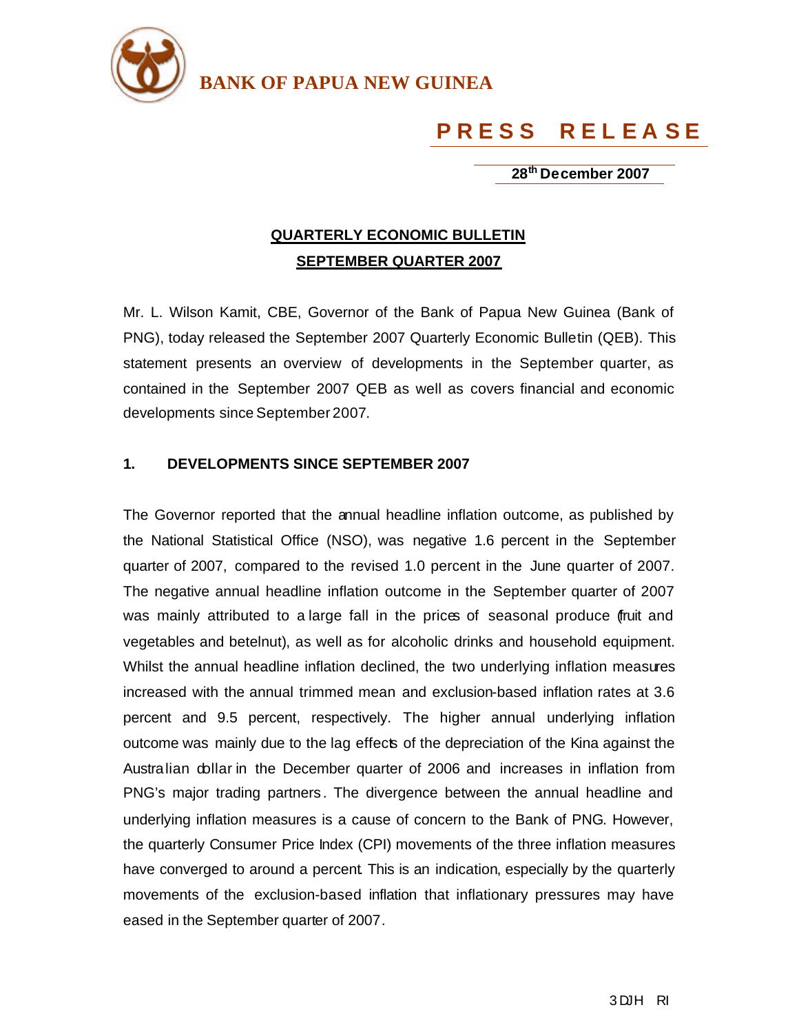**BANK OF PAPUA NEW GUINEA**

# PRESS RELEASE

**28th December 2007**

## QUARTERLY ECONOMIC BULLETIN
## SEPTEMBER QUARTER 2007

Mr. L. Wilson Kamit, CBE, Governor of the Bank of Papua New Guinea (Bank of PNG), today released the September 2007 Quarterly Economic Bulletin (QEB). This statement presents an overview of developments in the September quarter, as contained in the September 2007 QEB as well as covers financial and economic developments since September 2007.

### 1. DEVELOPMENTS SINCE SEPTEMBER 2007

The Governor reported that the annual headline inflation outcome, as published by the National Statistical Office (NSO), was negative 1.6 percent in the September quarter of 2007, compared to the revised 1.0 percent in the June quarter of 2007. The negative annual headline inflation outcome in the September quarter of 2007 was mainly attributed to a large fall in the prices of seasonal produce (fruit and vegetables and betelnut), as well as for alcoholic drinks and household equipment. Whilst the annual headline inflation declined, the two underlying inflation measures increased with the annual trimmed mean and exclusion-based inflation rates at 3.6 percent and 9.5 percent, respectively. The higher annual underlying inflation outcome was mainly due to the lag effects of the depreciation of the Kina against the Australian dollar in the December quarter of 2006 and increases in inflation from PNG's major trading partners. The divergence between the annual headline and underlying inflation measures is a cause of concern to the Bank of PNG. However, the quarterly Consumer Price Index (CPI) movements of the three inflation measures have converged to around a percent. This is an indication, especially by the quarterly movements of the exclusion-based inflation that inflationary pressures may have eased in the September quarter of 2007.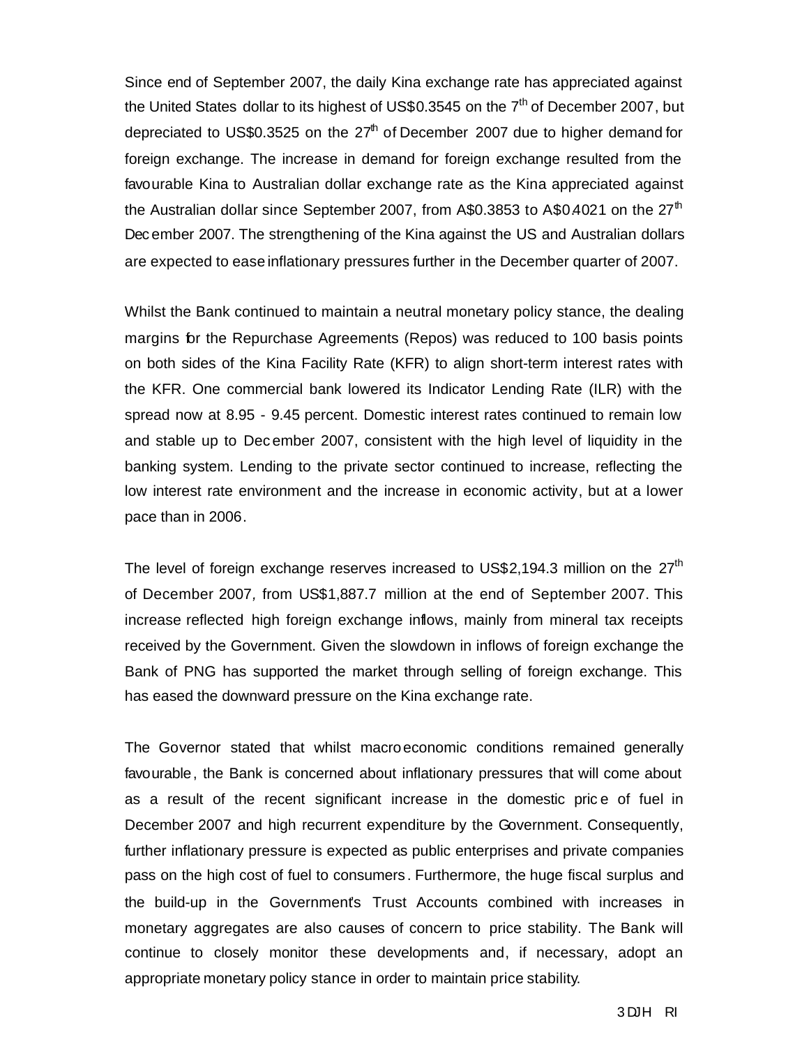Since end of September 2007, the daily Kina exchange rate has appreciated against the United States dollar to its highest of US$0.3545 on the 7th of December 2007, but depreciated to US$0.3525 on the 27th of December 2007 due to higher demand for foreign exchange. The increase in demand for foreign exchange resulted from the favourable Kina to Australian dollar exchange rate as the Kina appreciated against the Australian dollar since September 2007, from A$0.3853 to A$0.4021 on the 27th December 2007. The strengthening of the Kina against the US and Australian dollars are expected to ease inflationary pressures further in the December quarter of 2007.

Whilst the Bank continued to maintain a neutral monetary policy stance, the dealing margins for the Repurchase Agreements (Repos) was reduced to 100 basis points on both sides of the Kina Facility Rate (KFR) to align short-term interest rates with the KFR. One commercial bank lowered its Indicator Lending Rate (ILR) with the spread now at 8.95 - 9.45 percent. Domestic interest rates continued to remain low and stable up to December 2007, consistent with the high level of liquidity in the banking system. Lending to the private sector continued to increase, reflecting the low interest rate environment and the increase in economic activity, but at a lower pace than in 2006.

The level of foreign exchange reserves increased to US$2,194.3 million on the 27th of December 2007, from US$1,887.7 million at the end of September 2007. This increase reflected high foreign exchange inflows, mainly from mineral tax receipts received by the Government. Given the slowdown in inflows of foreign exchange the Bank of PNG has supported the market through selling of foreign exchange. This has eased the downward pressure on the Kina exchange rate.

The Governor stated that whilst macroeconomic conditions remained generally favourable, the Bank is concerned about inflationary pressures that will come about as a result of the recent significant increase in the domestic price of fuel in December 2007 and high recurrent expenditure by the Government. Consequently, further inflationary pressure is expected as public enterprises and private companies pass on the high cost of fuel to consumers. Furthermore, the huge fiscal surplus and the build-up in the Government's Trust Accounts combined with increases in monetary aggregates are also causes of concern to price stability. The Bank will continue to closely monitor these developments and, if necessary, adopt an appropriate monetary policy stance in order to maintain price stability.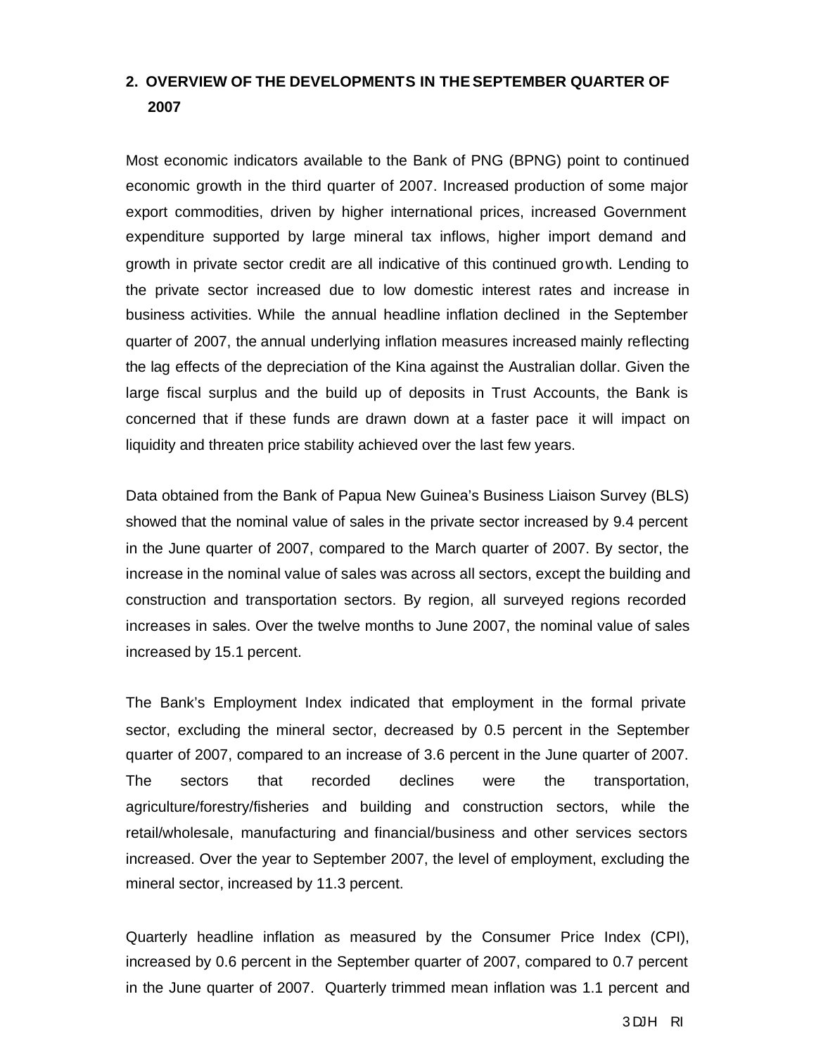## 2. OVERVIEW OF THE DEVELOPMENTS IN THE SEPTEMBER QUARTER OF 2007

Most economic indicators available to the Bank of PNG (BPNG) point to continued economic growth in the third quarter of 2007. Increased production of some major export commodities, driven by higher international prices, increased Government expenditure supported by large mineral tax inflows, higher import demand and growth in private sector credit are all indicative of this continued growth. Lending to the private sector increased due to low domestic interest rates and increase in business activities. While the annual headline inflation declined in the September quarter of 2007, the annual underlying inflation measures increased mainly reflecting the lag effects of the depreciation of the Kina against the Australian dollar. Given the large fiscal surplus and the build up of deposits in Trust Accounts, the Bank is concerned that if these funds are drawn down at a faster pace it will impact on liquidity and threaten price stability achieved over the last few years.

Data obtained from the Bank of Papua New Guinea's Business Liaison Survey (BLS) showed that the nominal value of sales in the private sector increased by 9.4 percent in the June quarter of 2007, compared to the March quarter of 2007. By sector, the increase in the nominal value of sales was across all sectors, except the building and construction and transportation sectors. By region, all surveyed regions recorded increases in sales. Over the twelve months to June 2007, the nominal value of sales increased by 15.1 percent.

The Bank's Employment Index indicated that employment in the formal private sector, excluding the mineral sector, decreased by 0.5 percent in the September quarter of 2007, compared to an increase of 3.6 percent in the June quarter of 2007. The sectors that recorded declines were the transportation, agriculture/forestry/fisheries and building and construction sectors, while the retail/wholesale, manufacturing and financial/business and other services sectors increased. Over the year to September 2007, the level of employment, excluding the mineral sector, increased by 11.3 percent.

Quarterly headline inflation as measured by the Consumer Price Index (CPI), increased by 0.6 percent in the September quarter of 2007, compared to 0.7 percent in the June quarter of 2007. Quarterly trimmed mean inflation was 1.1 percent and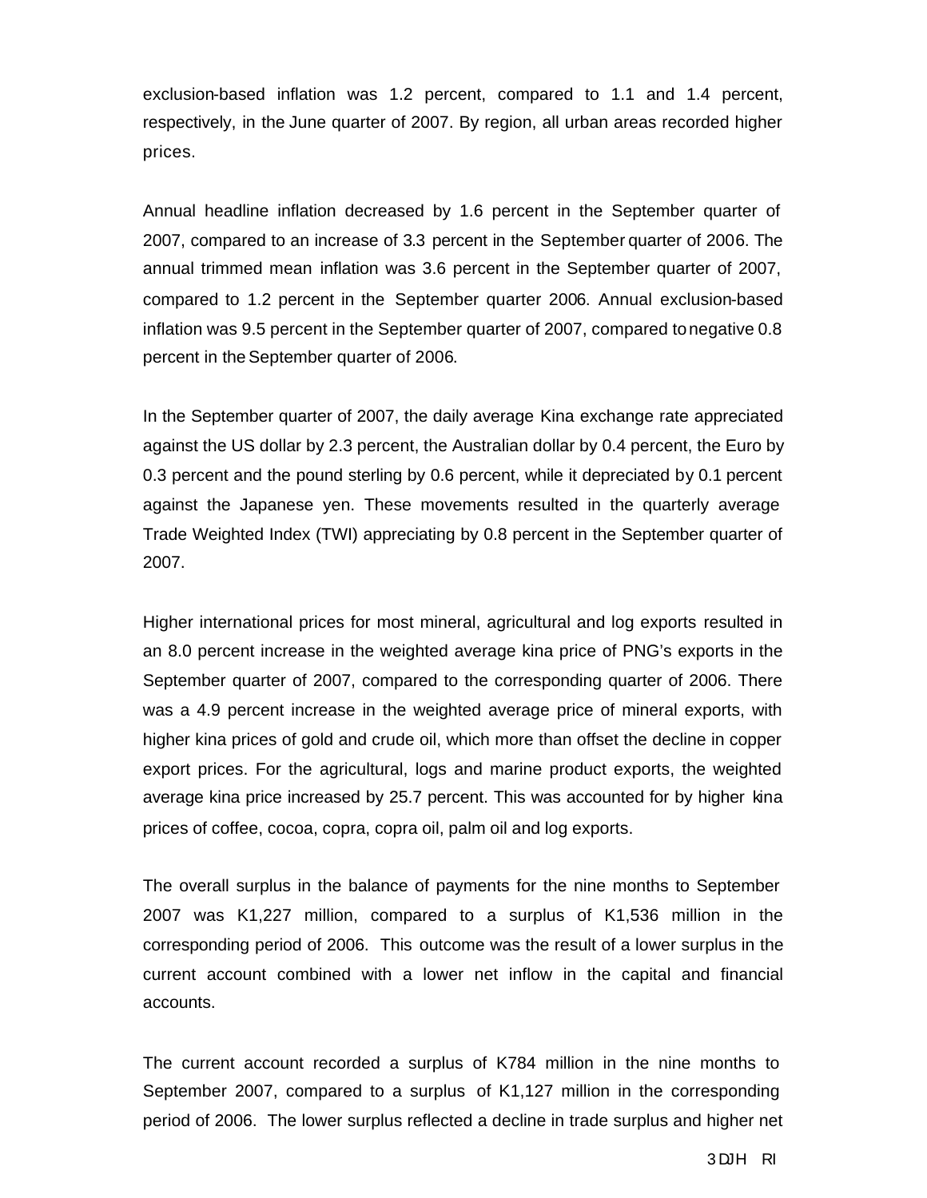exclusion-based inflation was 1.2 percent, compared to 1.1 and 1.4 percent, respectively, in the June quarter of 2007. By region, all urban areas recorded higher prices.

Annual headline inflation decreased by 1.6 percent in the September quarter of 2007, compared to an increase of 3.3 percent in the September quarter of 2006. The annual trimmed mean inflation was 3.6 percent in the September quarter of 2007, compared to 1.2 percent in the September quarter 2006. Annual exclusion-based inflation was 9.5 percent in the September quarter of 2007, compared to negative 0.8 percent in the September quarter of 2006.

In the September quarter of 2007, the daily average Kina exchange rate appreciated against the US dollar by 2.3 percent, the Australian dollar by 0.4 percent, the Euro by 0.3 percent and the pound sterling by 0.6 percent, while it depreciated by 0.1 percent against the Japanese yen. These movements resulted in the quarterly average Trade Weighted Index (TWI) appreciating by 0.8 percent in the September quarter of 2007.

Higher international prices for most mineral, agricultural and log exports resulted in an 8.0 percent increase in the weighted average kina price of PNG's exports in the September quarter of 2007, compared to the corresponding quarter of 2006. There was a 4.9 percent increase in the weighted average price of mineral exports, with higher kina prices of gold and crude oil, which more than offset the decline in copper export prices. For the agricultural, logs and marine product exports, the weighted average kina price increased by 25.7 percent. This was accounted for by higher kina prices of coffee, cocoa, copra, copra oil, palm oil and log exports.

The overall surplus in the balance of payments for the nine months to September 2007 was K1,227 million, compared to a surplus of K1,536 million in the corresponding period of 2006. This outcome was the result of a lower surplus in the current account combined with a lower net inflow in the capital and financial accounts.

The current account recorded a surplus of K784 million in the nine months to September 2007, compared to a surplus of K1,127 million in the corresponding period of 2006. The lower surplus reflected a decline in trade surplus and higher net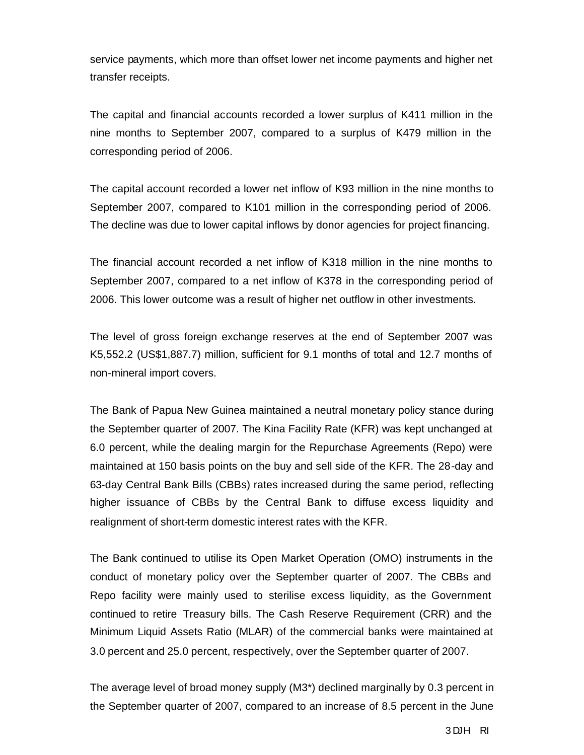service payments, which more than offset lower net income payments and higher net transfer receipts.

The capital and financial accounts recorded a lower surplus of K411 million in the nine months to September 2007, compared to a surplus of K479 million in the corresponding period of 2006.

The capital account recorded a lower net inflow of K93 million in the nine months to September 2007, compared to K101 million in the corresponding period of 2006. The decline was due to lower capital inflows by donor agencies for project financing.

The financial account recorded a net inflow of K318 million in the nine months to September 2007, compared to a net inflow of K378 in the corresponding period of 2006. This lower outcome was a result of higher net outflow in other investments.

The level of gross foreign exchange reserves at the end of September 2007 was K5,552.2 (US$1,887.7) million, sufficient for 9.1 months of total and 12.7 months of non-mineral import covers.

The Bank of Papua New Guinea maintained a neutral monetary policy stance during the September quarter of 2007. The Kina Facility Rate (KFR) was kept unchanged at 6.0 percent, while the dealing margin for the Repurchase Agreements (Repo) were maintained at 150 basis points on the buy and sell side of the KFR. The 28-day and 63-day Central Bank Bills (CBBs) rates increased during the same period, reflecting higher issuance of CBBs by the Central Bank to diffuse excess liquidity and realignment of short-term domestic interest rates with the KFR.

The Bank continued to utilise its Open Market Operation (OMO) instruments in the conduct of monetary policy over the September quarter of 2007. The CBBs and Repo facility were mainly used to sterilise excess liquidity, as the Government continued to retire Treasury bills. The Cash Reserve Requirement (CRR) and the Minimum Liquid Assets Ratio (MLAR) of the commercial banks were maintained at 3.0 percent and 25.0 percent, respectively, over the September quarter of 2007.

The average level of broad money supply (M3*) declined marginally by 0.3 percent in the September quarter of 2007, compared to an increase of 8.5 percent in the June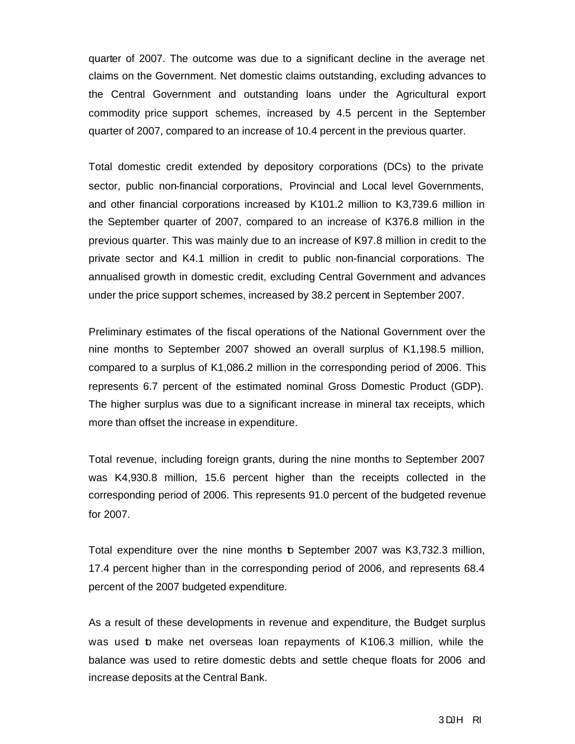quarter of 2007. The outcome was due to a significant decline in the average net claims on the Government. Net domestic claims outstanding, excluding advances to the Central Government and outstanding loans under the Agricultural export commodity price support schemes, increased by 4.5 percent in the September quarter of 2007, compared to an increase of 10.4 percent in the previous quarter.

Total domestic credit extended by depository corporations (DCs) to the private sector, public non-financial corporations, Provincial and Local level Governments, and other financial corporations increased by K101.2 million to K3,739.6 million in the September quarter of 2007, compared to an increase of K376.8 million in the previous quarter. This was mainly due to an increase of K97.8 million in credit to the private sector and K4.1 million in credit to public non-financial corporations. The annualised growth in domestic credit, excluding Central Government and advances under the price support schemes, increased by 38.2 percent in September 2007.

Preliminary estimates of the fiscal operations of the National Government over the nine months to September 2007 showed an overall surplus of K1,198.5 million, compared to a surplus of K1,086.2 million in the corresponding period of 2006. This represents 6.7 percent of the estimated nominal Gross Domestic Product (GDP). The higher surplus was due to a significant increase in mineral tax receipts, which more than offset the increase in expenditure.

Total revenue, including foreign grants, during the nine months to September 2007 was K4,930.8 million, 15.6 percent higher than the receipts collected in the corresponding period of 2006. This represents 91.0 percent of the budgeted revenue for 2007.

Total expenditure over the nine months to September 2007 was K3,732.3 million, 17.4 percent higher than in the corresponding period of 2006, and represents 68.4 percent of the 2007 budgeted expenditure.

As a result of these developments in revenue and expenditure, the Budget surplus was used to make net overseas loan repayments of K106.3 million, while the balance was used to retire domestic debts and settle cheque floats for 2006 and increase deposits at the Central Bank.